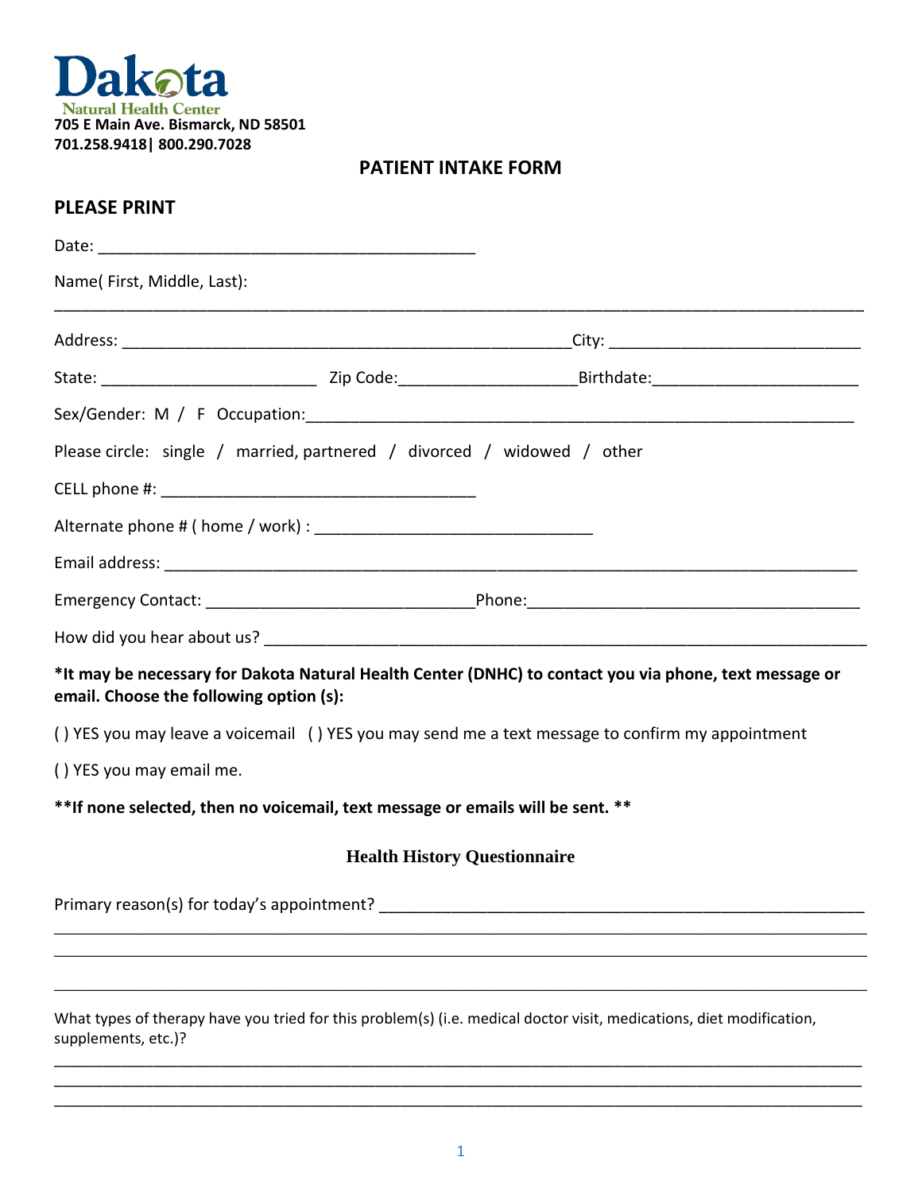Dakota
Natural Health Center
**705 E Main Ave. Bismarck, ND 58501**
**701.258.9418| 800.290.7028**

## PATIENT INTAKE FORM

### PLEASE PRINT

Date: ___________________________________________

Name( First, Middle, Last):
_____________________________________________________________________________________________

Address: __________________________________________________City: ___________________________

State: ________________________ Zip Code:____________________Birthdate:______________________

Sex/Gender: M / F Occupation:______________________________________________________________

Please circle: single / married, partnered / divorced / widowed / other

CELL phone #: ____________________________________

Alternate phone # ( home / work) : _______________________________

Email address: ______________________________________________________________________________

Emergency Contact: ______________________________Phone:____________________________________

How did you hear about us? _____________________________________________________________________

**\*It may be necessary for Dakota Natural Health Center (DNHC) to contact you via phone, text message or email. Choose the following option (s):**

( ) YES you may leave a voicemail ( ) YES you may send me a text message to confirm my appointment

( ) YES you may email me.

**\*\*If none selected, then no voicemail, text message or emails will be sent. \*\***

### Health History Questionnaire

Primary reason(s) for today's appointment? _______________________________________________________
_____________________________________________________________________________________________
_____________________________________________________________________________________________
_____________________________________________________________________________________________

What types of therapy have you tried for this problem(s) (i.e. medical doctor visit, medications, diet modification, supplements, etc.)?
_____________________________________________________________________________________________
_____________________________________________________________________________________________
_____________________________________________________________________________________________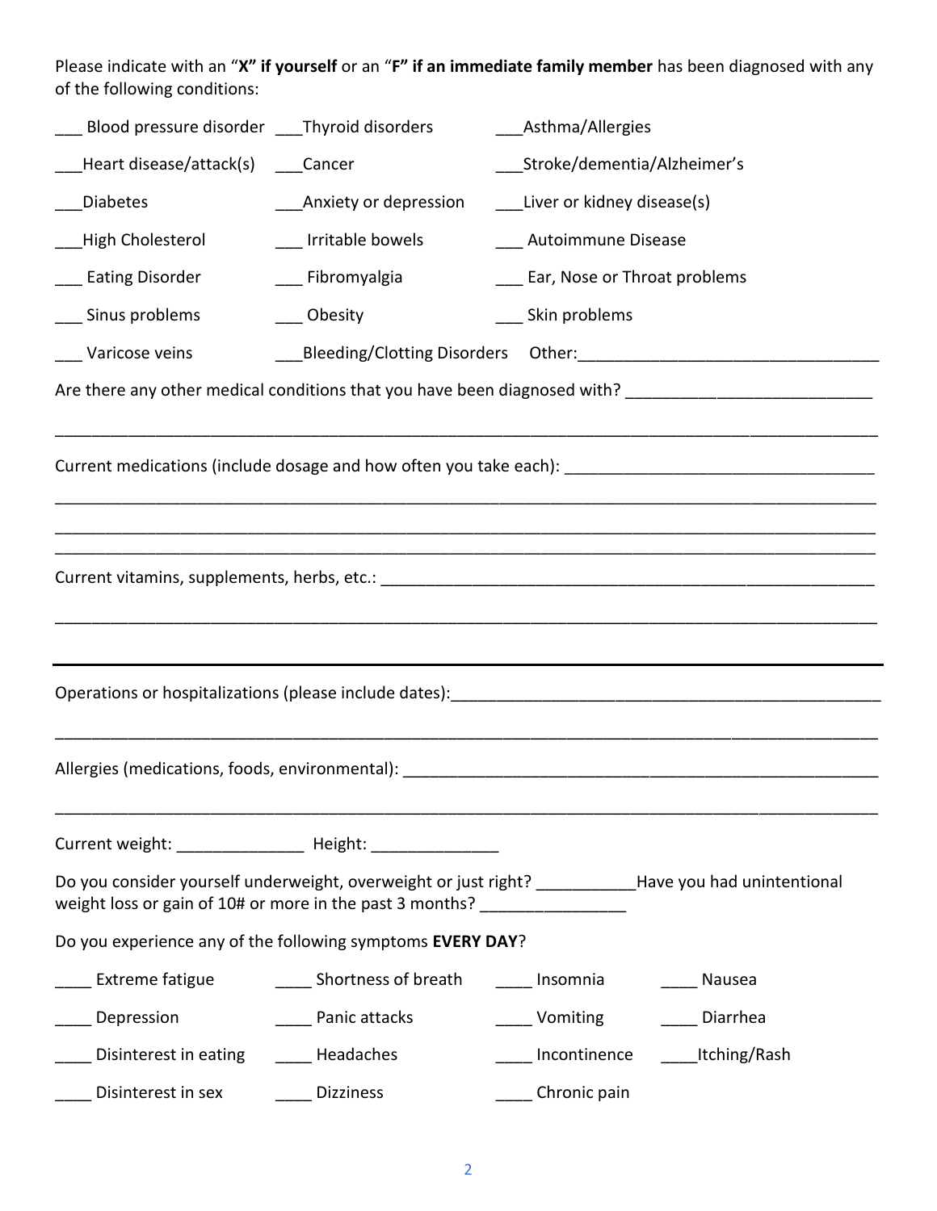Please indicate with an "**X" if yourself** or an "**F" if an immediate family member** has been diagnosed with any of the following conditions:

___ Blood pressure disorder ___Thyroid disorders ___Asthma/Allergies

___Heart disease/attack(s) ___Cancer ___Stroke/dementia/Alzheimer's

___Diabetes ___Anxiety or depression ___Liver or kidney disease(s)

___High Cholesterol ___ Irritable bowels ___ Autoimmune Disease

___ Eating Disorder ___ Fibromyalgia ___ Ear, Nose or Throat problems

___ Sinus problems ___ Obesity ___ Skin problems

___ Varicose veins ___Bleeding/Clotting Disorders Other:_________________________________

Are there any other medical conditions that you have been diagnosed with? ___________________________

_____________________________________________________________________________________________

Current medications (include dosage and how often you take each): __________________________________

_____________________________________________________________________________________________

_____________________________________________________________________________________________

_____________________________________________________________________________________________

Current vitamins, supplements, herbs, etc.: ________________________________________________________

_____________________________________________________________________________________________

---

Operations or hospitalizations (please include dates):________________________________________________

_____________________________________________________________________________________________

Allergies (medications, foods, environmental): _____________________________________________________

_____________________________________________________________________________________________

Current weight: ______________ Height: ______________

Do you consider yourself underweight, overweight or just right? ___________Have you had unintentional weight loss or gain of 10# or more in the past 3 months? ________________

Do you experience any of the following symptoms **EVERY DAY**?

____ Extreme fatigue ____ Shortness of breath ____ Insomnia ____ Nausea

____ Depression ____ Panic attacks ____ Vomiting ____ Diarrhea

____ Disinterest in eating ____ Headaches ____ Incontinence ____Itching/Rash

____ Disinterest in sex ____ Dizziness ____ Chronic pain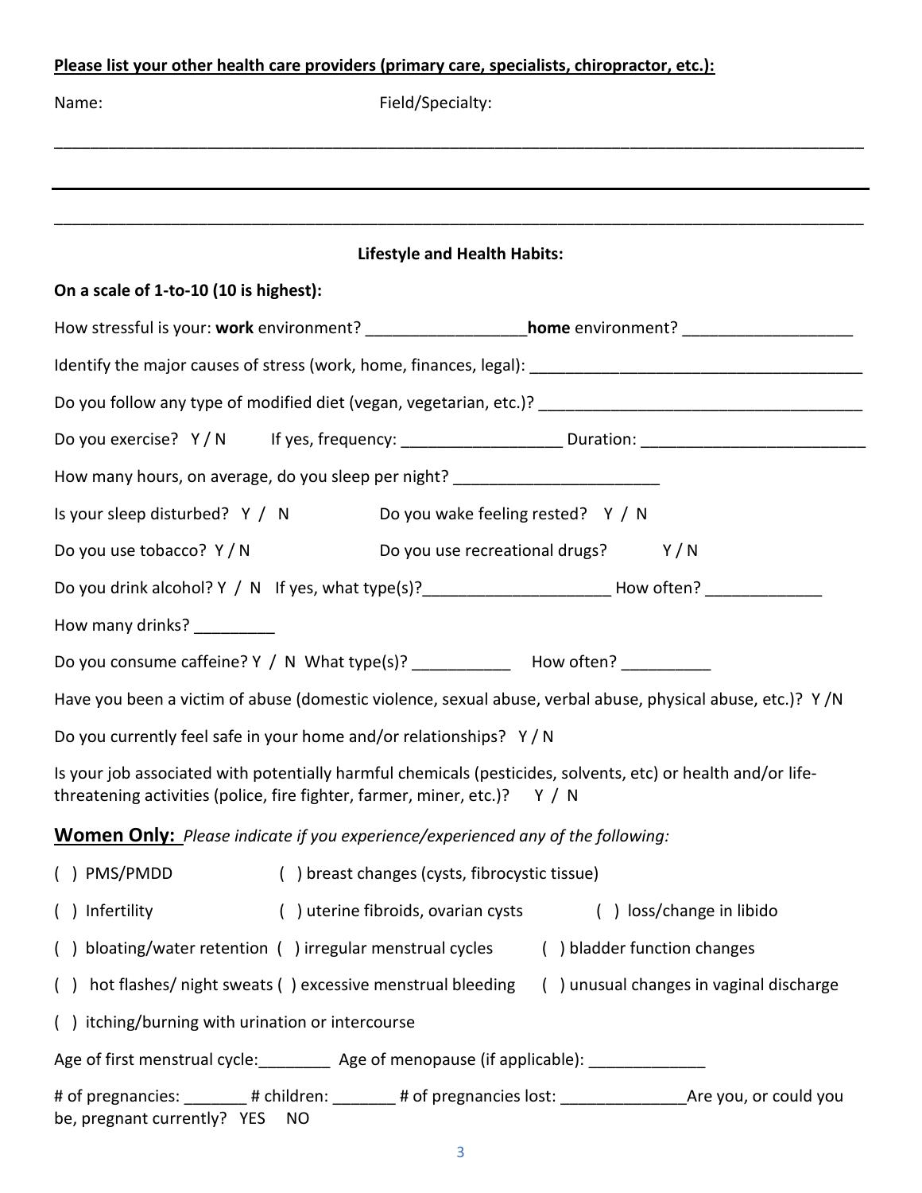**Please list your other health care providers (primary care, specialists, chiropractor, etc.):**

Name: Field/Specialty:

___________________________________________________________________________________________

___________________________________________________________________________________________

___________________________________________________________________________________________

**Lifestyle and Health Habits:**

**On a scale of 1-to-10 (10 is highest):**

How stressful is your: **work** environment? _________________ **home** environment? __________________

Identify the major causes of stress (work, home, finances, legal): _____________________________________

Do you follow any type of modified diet (vegan, vegetarian, etc.)? ____________________________________

Do you exercise? Y / N If yes, frequency: _________________ Duration: ________________________

How many hours, on average, do you sleep per night? ______________________

Is your sleep disturbed? Y / N Do you wake feeling rested? Y / N

Do you use tobacco? Y / N Do you use recreational drugs? Y / N

Do you drink alcohol? Y / N If yes, what type(s)?____________________ How often? ____________

How many drinks? _________

Do you consume caffeine? Y / N What type(s)? ___________ How often? __________

Have you been a victim of abuse (domestic violence, sexual abuse, verbal abuse, physical abuse, etc.)? Y /N

Do you currently feel safe in your home and/or relationships? Y / N

Is your job associated with potentially harmful chemicals (pesticides, solvents, etc) or health and/or life-threatening activities (police, fire fighter, farmer, miner, etc.)? Y / N

**Women Only:** *Please indicate if you experience/experienced any of the following:*

( ) PMS/PMDD ( ) breast changes (cysts, fibrocystic tissue)

( ) Infertility ( ) uterine fibroids, ovarian cysts ( ) loss/change in libido

( ) bloating/water retention ( ) irregular menstrual cycles ( ) bladder function changes

( ) hot flashes/ night sweats ( ) excessive menstrual bleeding ( ) unusual changes in vaginal discharge

( ) itching/burning with urination or intercourse

Age of first menstrual cycle:________ Age of menopause (if applicable): _____________

# of pregnancies: _______ # children: _______ # of pregnancies lost: ______________ Are you, or could you be, pregnant currently? YES NO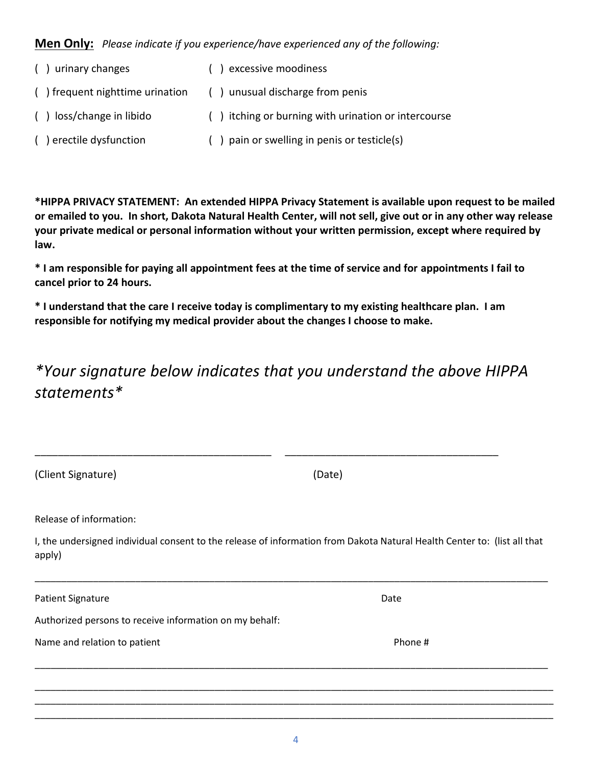**Men Only:** *Please indicate if you experience/have experienced any of the following:*

( ) urinary changes
( ) excessive moodiness
( ) frequent nighttime urination
( ) unusual discharge from penis
( ) loss/change in libido
( ) itching or burning with urination or intercourse
( ) erectile dysfunction
( ) pain or swelling in penis or testicle(s)

**\*HIPPA PRIVACY STATEMENT: An extended HIPPA Privacy Statement is available upon request to be mailed or emailed to you. In short, Dakota Natural Health Center, will not sell, give out or in any other way release your private medical or personal information without your written permission, except where required by law.**

**\* I am responsible for paying all appointment fees at the time of service and for appointments I fail to cancel prior to 24 hours.**

**\* I understand that the care I receive today is complimentary to my existing healthcare plan. I am responsible for notifying my medical provider about the changes I choose to make.**

## *\*Your signature below indicates that you understand the above HIPPA statements\**

_________________________________________ _____________________________________

(Client Signature) (Date)

Release of information:

I, the undersigned individual consent to the release of information from Dakota Natural Health Center to: (list all that apply)

___________________________________________________________________________________________

Patient Signature Date

Authorized persons to receive information on my behalf:

Name and relation to patient Phone #

___________________________________________________________________________________________

___________________________________________________________________________________________

___________________________________________________________________________________________

___________________________________________________________________________________________